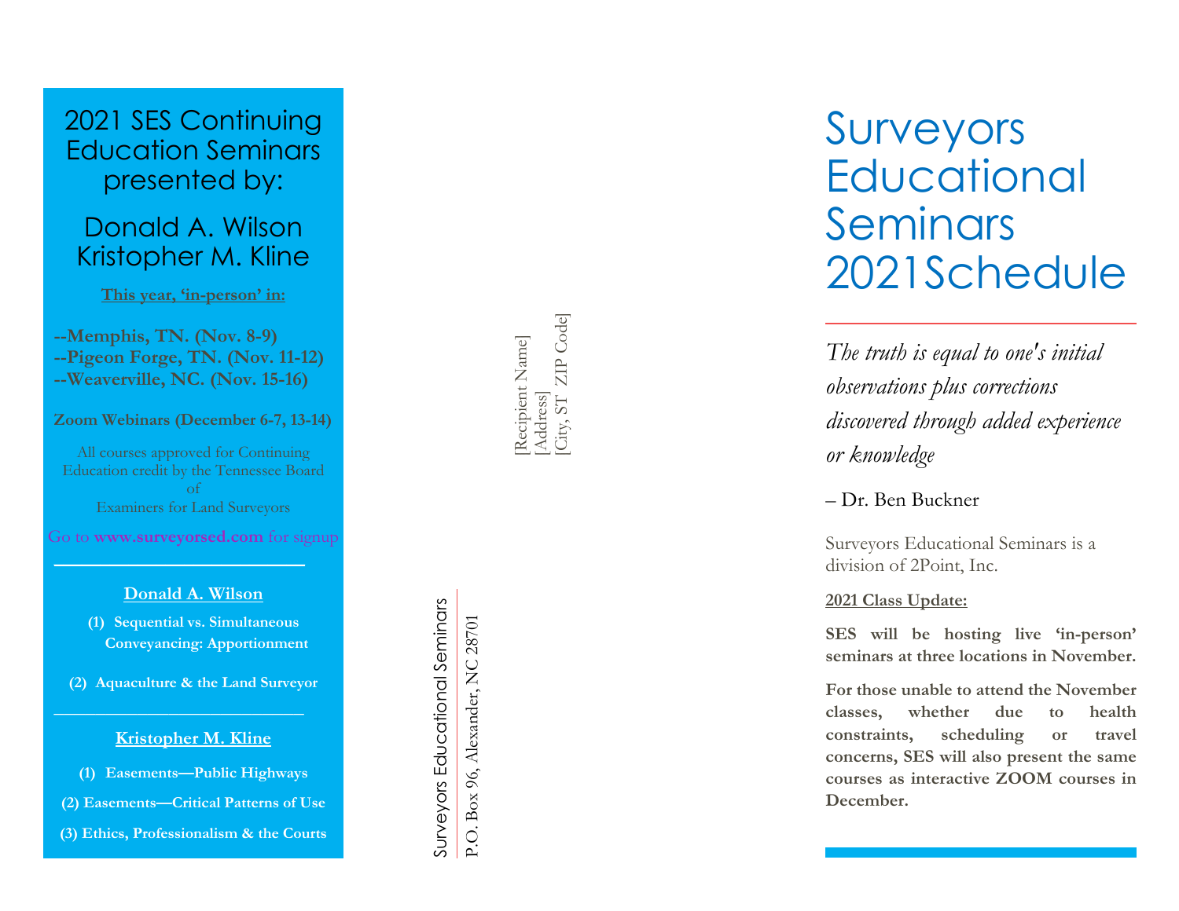# 2021 SES Continuing Education Seminars presented by:

## Donald A. Wilson
## Kristopher M. Kline

**This year, 'in-person' in:**

**--Memphis, TN. (Nov. 8-9)**
**--Pigeon Forge, TN. (Nov. 11-12)**
**--Weaverville, NC. (Nov. 15-16)**

**Zoom Webinars (December 6-7, 13-14)**

All courses approved for Continuing Education credit by the Tennessee Board of Examiners for Land Surveyors

Go to **www.surveyorsed.com** for signup

---

**Donald A. Wilson**

**(1) Sequential vs. Simultaneous Conveyancing: Apportionment**

**(2) Aquaculture & the Land Surveyor**

---

**Kristopher M. Kline**

**(1) Easements—Public Highways**

**(2) Easements—Critical Patterns of Use**

**(3) Ethics, Professionalism & the Courts**

---

Surveyors Educational Seminars
P.O. Box 96, Alexander, NC 28701

[Recipient Name]
[Address]
[City, ST ZIP Code]

---

# Surveyors Educational Seminars 2021Schedule

*The truth is equal to one's initial observations plus corrections discovered through added experience or knowledge*

– Dr. Ben Buckner

Surveyors Educational Seminars is a division of 2Point, Inc.

**2021 Class Update:**

**SES will be hosting live 'in-person' seminars at three locations in November.**

**For those unable to attend the November classes, whether due to health constraints, scheduling or travel concerns, SES will also present the same courses as interactive ZOOM courses in December.**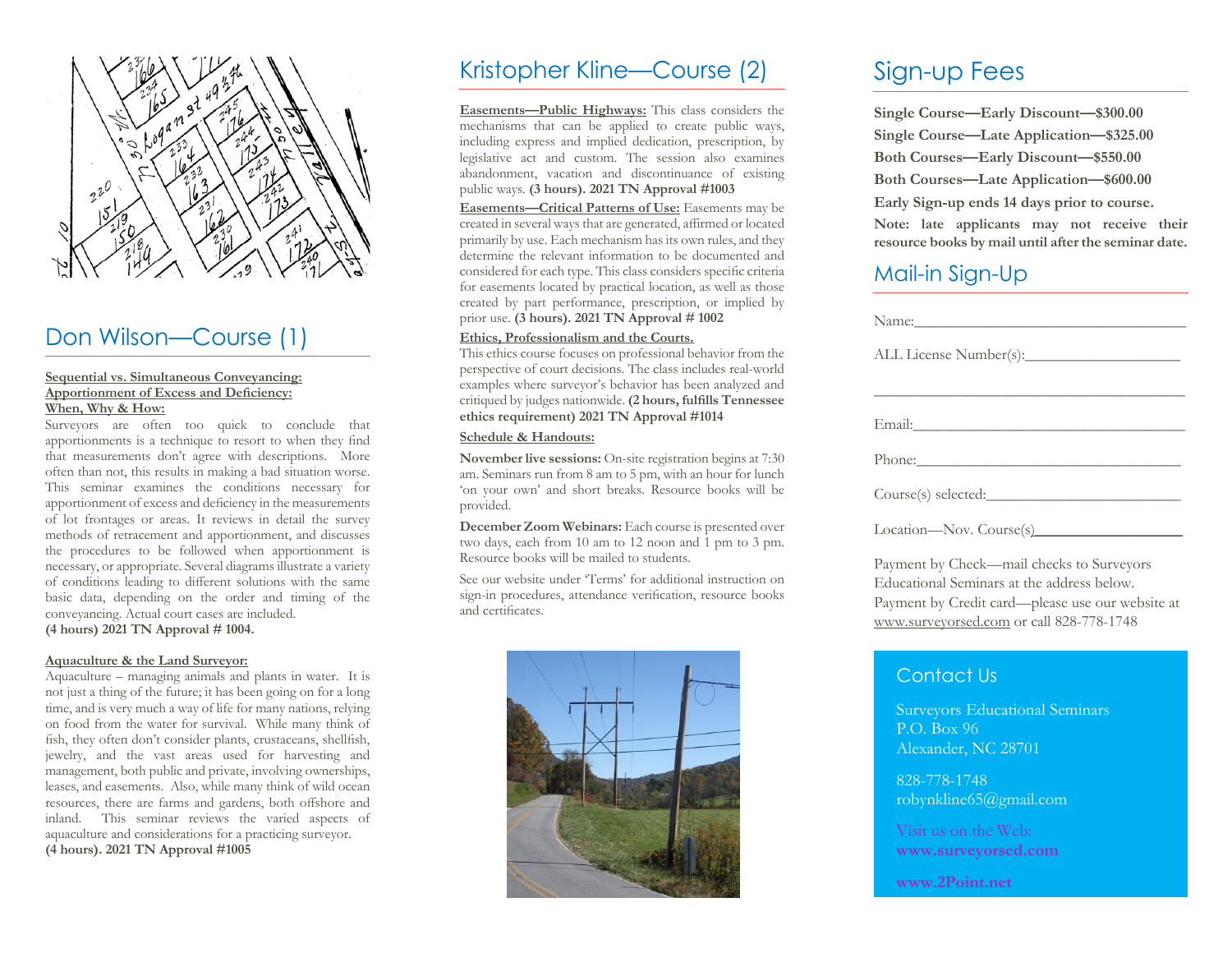## Don Wilson—Course (1)

**Sequential vs. Simultaneous Conveyancing: Apportionment of Excess and Deficiency: When, Why & How:**

Surveyors are often too quick to conclude that apportionments is a technique to resort to when they find that measurements don't agree with descriptions. More often than not, this results in making a bad situation worse. This seminar examines the conditions necessary for apportionment of excess and deficiency in the measurements of lot frontages or areas. It reviews in detail the survey methods of retracement and apportionment, and discusses the procedures to be followed when apportionment is necessary, or appropriate. Several diagrams illustrate a variety of conditions leading to different solutions with the same basic data, depending on the order and timing of the conveyancing. Actual court cases are included.
**(4 hours) 2021 TN Approval # 1004.**

**Aquaculture & the Land Surveyor:**

Aquaculture – managing animals and plants in water. It is not just a thing of the future; it has been going on for a long time, and is very much a way of life for many nations, relying on food from the water for survival. While many think of fish, they often don't consider plants, crustaceans, shellfish, jewelry, and the vast areas used for harvesting and management, both public and private, involving ownerships, leases, and easements. Also, while many think of wild ocean resources, there are farms and gardens, both offshore and inland. This seminar reviews the varied aspects of aquaculture and considerations for a practicing surveyor.
**(4 hours). 2021 TN Approval #1005**

## Kristopher Kline—Course (2)

**Easements—Public Highways:** This class considers the mechanisms that can be applied to create public ways, including express and implied dedication, prescription, by legislative act and custom. The session also examines abandonment, vacation and discontinuance of existing public ways. **(3 hours). 2021 TN Approval #1003**

**Easements—Critical Patterns of Use:** Easements may be created in several ways that are generated, affirmed or located primarily by use. Each mechanism has its own rules, and they determine the relevant information to be documented and considered for each type. This class considers specific criteria for easements located by practical location, as well as those created by part performance, prescription, or implied by prior use. **(3 hours). 2021 TN Approval # 1002**

**Ethics, Professionalism and the Courts.**

This ethics course focuses on professional behavior from the perspective of court decisions. The class includes real-world examples where surveyor's behavior has been analyzed and critiqued by judges nationwide. **(2 hours, fulfills Tennessee ethics requirement) 2021 TN Approval #1014**

**Schedule & Handouts:**

**November live sessions:** On-site registration begins at 7:30 am. Seminars run from 8 am to 5 pm, with an hour for lunch 'on your own' and short breaks. Resource books will be provided.

**December Zoom Webinars:** Each course is presented over two days, each from 10 am to 12 noon and 1 pm to 3 pm. Resource books will be mailed to students.

See our website under 'Terms' for additional instruction on sign-in procedures, attendance verification, resource books and certificates.

## Sign-up Fees

**Single Course—Early Discount—$300.00**
**Single Course—Late Application—$325.00**
**Both Courses—Early Discount—$550.00**
**Both Courses—Late Application—$600.00**
**Early Sign-up ends 14 days prior to course.**
**Note: late applicants may not receive their resource books by mail until after the seminar date.**

## Mail-in Sign-Up

Name:\_\_\_\_\_\_\_\_\_\_\_\_\_\_\_\_\_\_\_\_\_\_\_\_\_\_\_\_\_\_\_\_\_\_

ALL License Number(s):\_\_\_\_\_\_\_\_\_\_\_\_\_\_\_\_\_\_\_\_

\_\_\_\_\_\_\_\_\_\_\_\_\_\_\_\_\_\_\_\_\_\_\_\_\_\_\_\_\_\_\_\_\_\_\_\_\_\_\_\_

Email:\_\_\_\_\_\_\_\_\_\_\_\_\_\_\_\_\_\_\_\_\_\_\_\_\_\_\_\_\_\_\_\_\_\_

Phone:\_\_\_\_\_\_\_\_\_\_\_\_\_\_\_\_\_\_\_\_\_\_\_\_\_\_\_\_\_\_\_\_\_\_

Course(s) selected:\_\_\_\_\_\_\_\_\_\_\_\_\_\_\_\_\_\_\_\_\_\_\_\_

Location—Nov. Course(s)\_\_\_\_\_\_\_\_\_\_\_\_\_\_\_\_\_\_\_\_

Payment by Check—mail checks to Surveyors Educational Seminars at the address below.
Payment by Credit card—please use our website at www.surveyorsed.com or call 828-778-1748

## Contact Us

Surveyors Educational Seminars
P.O. Box 96
Alexander, NC 28701

828-778-1748
robynkline65@gmail.com

Visit us on the Web:
**www.surveyorsed.com**

**www.2Point.net**